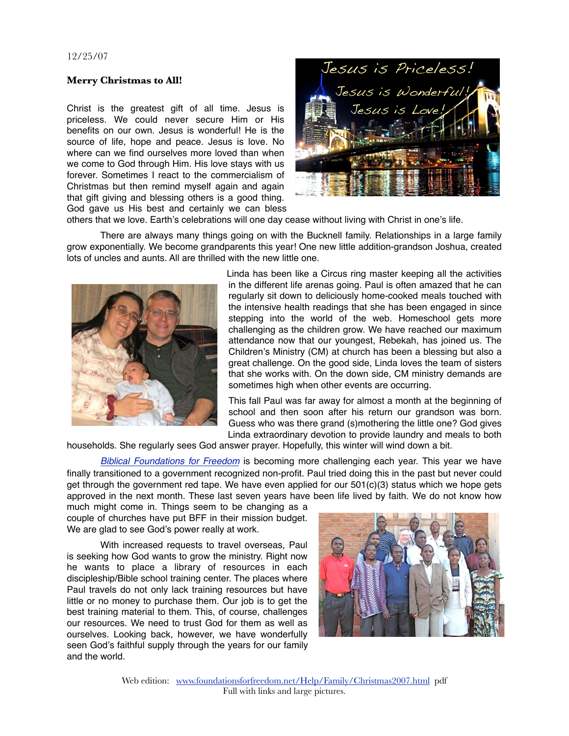12/25/07

**Merry Christmas to All!**

Christ is the greatest gift of all time. Jesus is priceless. We could never secure Him or His benefits on our own. Jesus is wonderful! He is the source of life, hope and peace. Jesus is love. No where can we find ourselves more loved than when we come to God through Him. His love stays with us forever. Sometimes I react to the commercialism of Christmas but then remind myself again and again that gift giving and blessing others is a good thing. God gave us His best and certainly we can bless others that we love. Earth's celebrations will one day cease without living with Christ in one's life.

There are always many things going on with the Bucknell family. Relationships in a large family grow exponentially. We become grandparents this year! One new little addition-grandson Joshua, created lots of uncles and aunts. All are thrilled with the new little one.

Linda has been like a Circus ring master keeping all the activities in the different life arenas going. Paul is often amazed that he can regularly sit down to deliciously home-cooked meals touched with the intensive health readings that she has been engaged in since stepping into the world of the web. Homeschool gets more challenging as the children grow. We have reached our maximum attendance now that our youngest, Rebekah, has joined us. The Children's Ministry (CM) at church has been a blessing but also a great challenge. On the good side, Linda loves the team of sisters that she works with. On the down side, CM ministry demands are sometimes high when other events are occurring.

This fall Paul was far away for almost a month at the beginning of school and then soon after his return our grandson was born. Guess who was there grand (s)mothering the little one? God gives Linda extraordinary devotion to provide laundry and meals to both households. She regularly sees God answer prayer. Hopefully, this winter will wind down a bit.

*Biblical Foundations for Freedom* is becoming more challenging each year. This year we have finally transitioned to a government recognized non-profit. Paul tried doing this in the past but never could get through the government red tape. We have even applied for our 501(c)(3) status which we hope gets approved in the next month. These last seven years have been life lived by faith. We do not know how much might come in. Things seem to be changing as a couple of churches have put BFF in their mission budget. We are glad to see God's power really at work.

With increased requests to travel overseas, Paul is seeking how God wants to grow the ministry. Right now he wants to place a library of resources in each discipleship/Bible school training center. The places where Paul travels do not only lack training resources but have little or no money to purchase them. Our job is to get the best training material to them. This, of course, challenges our resources. We need to trust God for them as well as ourselves. Looking back, however, we have wonderfully seen God's faithful supply through the years for our family and the world.

Web edition: www.foundationsforfreedom.net/Help/Family/Christmas2007.html pdf
Full with links and large pictures.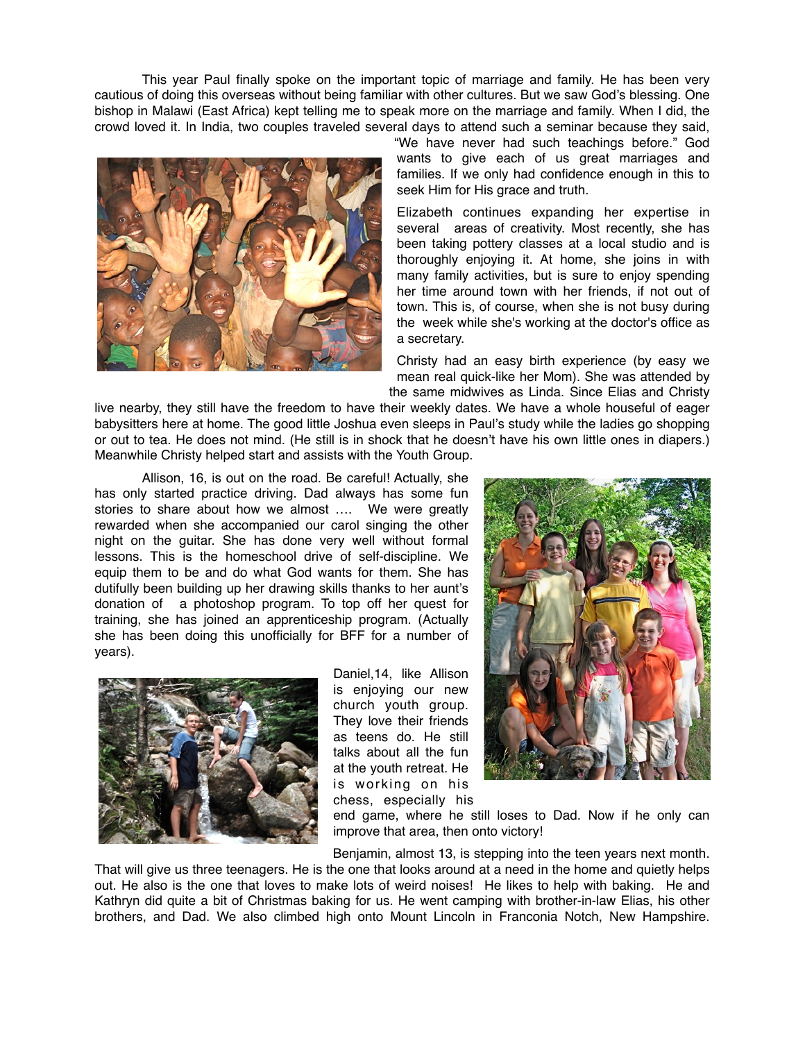This year Paul finally spoke on the important topic of marriage and family. He has been very cautious of doing this overseas without being familiar with other cultures. But we saw God's blessing. One bishop in Malawi (East Africa) kept telling me to speak more on the marriage and family. When I did, the crowd loved it. In India, two couples traveled several days to attend such a seminar because they said, "We have never had such teachings before." God wants to give each of us great marriages and families. If we only had confidence enough in this to seek Him for His grace and truth.

Elizabeth continues expanding her expertise in several areas of creativity. Most recently, she has been taking pottery classes at a local studio and is thoroughly enjoying it. At home, she joins in with many family activities, but is sure to enjoy spending her time around town with her friends, if not out of town. This is, of course, when she is not busy during the week while she's working at the doctor's office as a secretary.

Christy had an easy birth experience (by easy we mean real quick-like her Mom). She was attended by the same midwives as Linda. Since Elias and Christy live nearby, they still have the freedom to have their weekly dates. We have a whole houseful of eager babysitters here at home. The good little Joshua even sleeps in Paul's study while the ladies go shopping or out to tea. He does not mind. (He still is in shock that he doesn't have his own little ones in diapers.) Meanwhile Christy helped start and assists with the Youth Group.

Allison, 16, is out on the road. Be careful! Actually, she has only started practice driving. Dad always has some fun stories to share about how we almost .... We were greatly rewarded when she accompanied our carol singing the other night on the guitar. She has done very well without formal lessons. This is the homeschool drive of self-discipline. We equip them to be and do what God wants for them. She has dutifully been building up her drawing skills thanks to her aunt's donation of a photoshop program. To top off her quest for training, she has joined an apprenticeship program. (Actually she has been doing this unofficially for BFF for a number of years).

Daniel,14, like Allison is enjoying our new church youth group. They love their friends as teens do. He still talks about all the fun at the youth retreat. He is working on his chess, especially his end game, where he still loses to Dad. Now if he only can improve that area, then onto victory!

Benjamin, almost 13, is stepping into the teen years next month. That will give us three teenagers. He is the one that looks around at a need in the home and quietly helps out. He also is the one that loves to make lots of weird noises! He likes to help with baking. He and Kathryn did quite a bit of Christmas baking for us. He went camping with brother-in-law Elias, his other brothers, and Dad. We also climbed high onto Mount Lincoln in Franconia Notch, New Hampshire.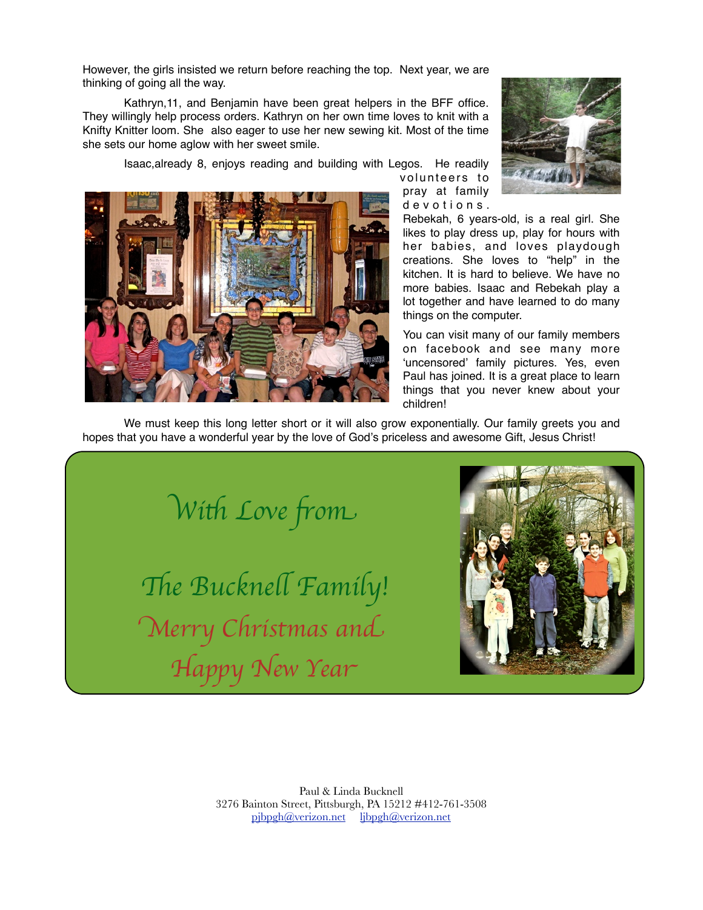However, the girls insisted we return before reaching the top. Next year, we are thinking of going all the way.

Kathryn,11, and Benjamin have been great helpers in the BFF office. They willingly help process orders. Kathryn on her own time loves to knit with a Knifty Knitter loom. She also eager to use her new sewing kit. Most of the time she sets our home aglow with her sweet smile.

Isaac,already 8, enjoys reading and building with Legos. He readily volunteers to pray at family devotions. Rebekah, 6 years-old, is a real girl. She likes to play dress up, play for hours with her babies, and loves playdough creations. She loves to "help" in the kitchen. It is hard to believe. We have no more babies. Isaac and Rebekah play a lot together and have learned to do many things on the computer.

You can visit many of our family members on facebook and see many more 'uncensored' family pictures. Yes, even Paul has joined. It is a great place to learn things that you never knew about your children!

We must keep this long letter short or it will also grow exponentially. Our family greets you and hopes that you have a wonderful year by the love of God's priceless and awesome Gift, Jesus Christ!

*With Love from*

*The Bucknell Family!*

*Merry Christmas and*

*Happy New Year*

Paul & Linda Bucknell
3276 Bainton Street, Pittsburgh, PA 15212 #412-761-3508
pjbpgh@verizon.net ljbpgh@verizon.net